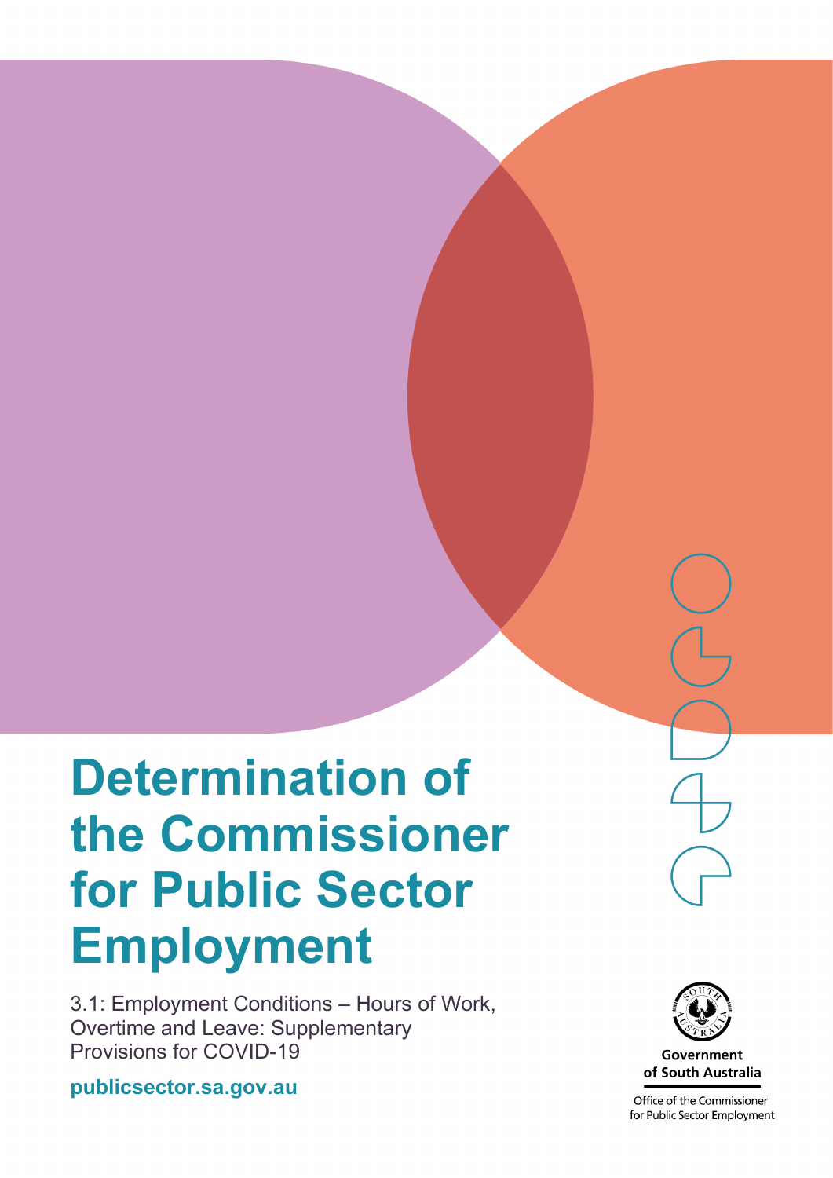# Determination of the Commissioner for Public Sector Employment

3.1: Employment Conditions – Hours of Work, Overtime and Leave: Supplementary Provisions for COVID-19

**publicsector.sa.gov.au**

Government of South Australia

Office of the Commissioner for Public Sector Employment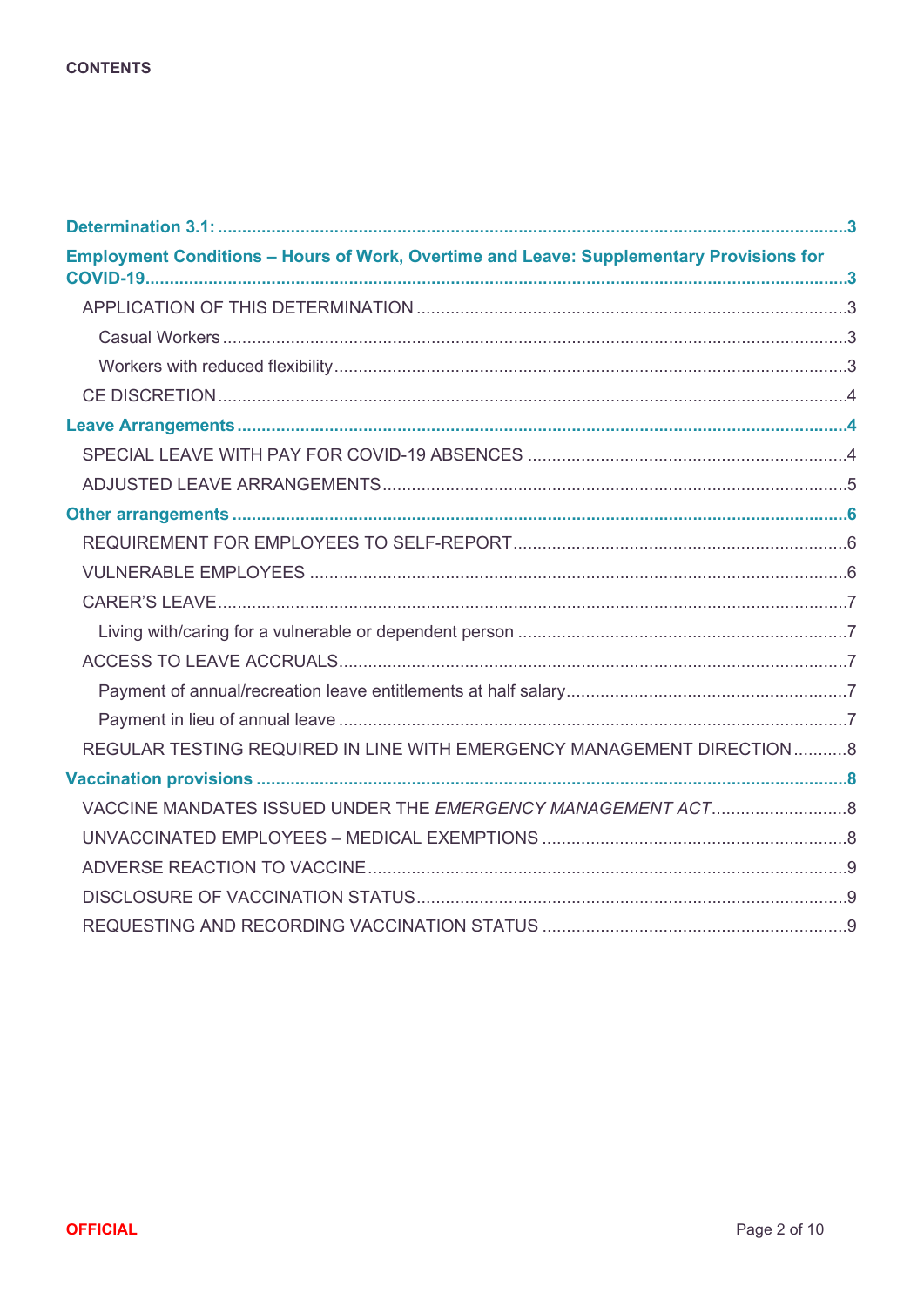**CONTENTS**

- **Determination 3.1:** 3
- **Employment Conditions – Hours of Work, Overtime and Leave: Supplementary Provisions for COVID-19** 3
  - APPLICATION OF THIS DETERMINATION 3
    - Casual Workers 3
    - Workers with reduced flexibility 3
  - CE DISCRETION 4
- **Leave Arrangements** 4
  - SPECIAL LEAVE WITH PAY FOR COVID-19 ABSENCES 4
  - ADJUSTED LEAVE ARRANGEMENTS 5
- **Other arrangements** 6
  - REQUIREMENT FOR EMPLOYEES TO SELF-REPORT 6
  - VULNERABLE EMPLOYEES 6
  - CARER'S LEAVE 7
    - Living with/caring for a vulnerable or dependent person 7
  - ACCESS TO LEAVE ACCRUALS 7
    - Payment of annual/recreation leave entitlements at half salary 7
    - Payment in lieu of annual leave 7
  - REGULAR TESTING REQUIRED IN LINE WITH EMERGENCY MANAGEMENT DIRECTION 8
- **Vaccination provisions** 8
  - VACCINE MANDATES ISSUED UNDER THE *EMERGENCY MANAGEMENT ACT* 8
  - UNVACCINATED EMPLOYEES – MEDICAL EXEMPTIONS 8
  - ADVERSE REACTION TO VACCINE 9
  - DISCLOSURE OF VACCINATION STATUS 9
  - REQUESTING AND RECORDING VACCINATION STATUS 9

OFFICIAL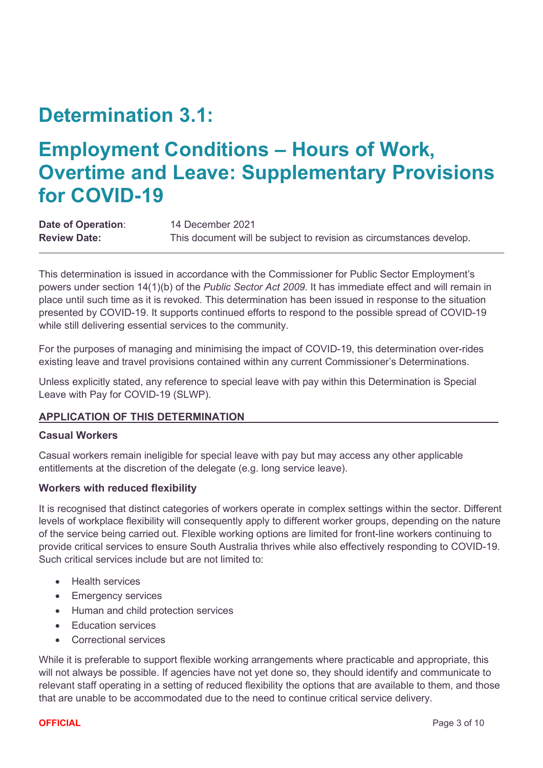# Determination 3.1:

# Employment Conditions – Hours of Work, Overtime and Leave: Supplementary Provisions for COVID-19

**Date of Operation**: 14 December 2021
**Review Date:** This document will be subject to revision as circumstances develop.

---

This determination is issued in accordance with the Commissioner for Public Sector Employment's powers under section 14(1)(b) of the *Public Sector Act 2009.* It has immediate effect and will remain in place until such time as it is revoked. This determination has been issued in response to the situation presented by COVID-19. It supports continued efforts to respond to the possible spread of COVID-19 while still delivering essential services to the community.

For the purposes of managing and minimising the impact of COVID-19, this determination over-rides existing leave and travel provisions contained within any current Commissioner's Determinations.

Unless explicitly stated, any reference to special leave with pay within this Determination is Special Leave with Pay for COVID-19 (SLWP).

## APPLICATION OF THIS DETERMINATION

### Casual Workers

Casual workers remain ineligible for special leave with pay but may access any other applicable entitlements at the discretion of the delegate (e.g. long service leave).

### Workers with reduced flexibility

It is recognised that distinct categories of workers operate in complex settings within the sector. Different levels of workplace flexibility will consequently apply to different worker groups, depending on the nature of the service being carried out. Flexible working options are limited for front-line workers continuing to provide critical services to ensure South Australia thrives while also effectively responding to COVID-19. Such critical services include but are not limited to:

- Health services
- Emergency services
- Human and child protection services
- Education services
- Correctional services

While it is preferable to support flexible working arrangements where practicable and appropriate, this will not always be possible. If agencies have not yet done so, they should identify and communicate to relevant staff operating in a setting of reduced flexibility the options that are available to them, and those that are unable to be accommodated due to the need to continue critical service delivery.

OFFICIAL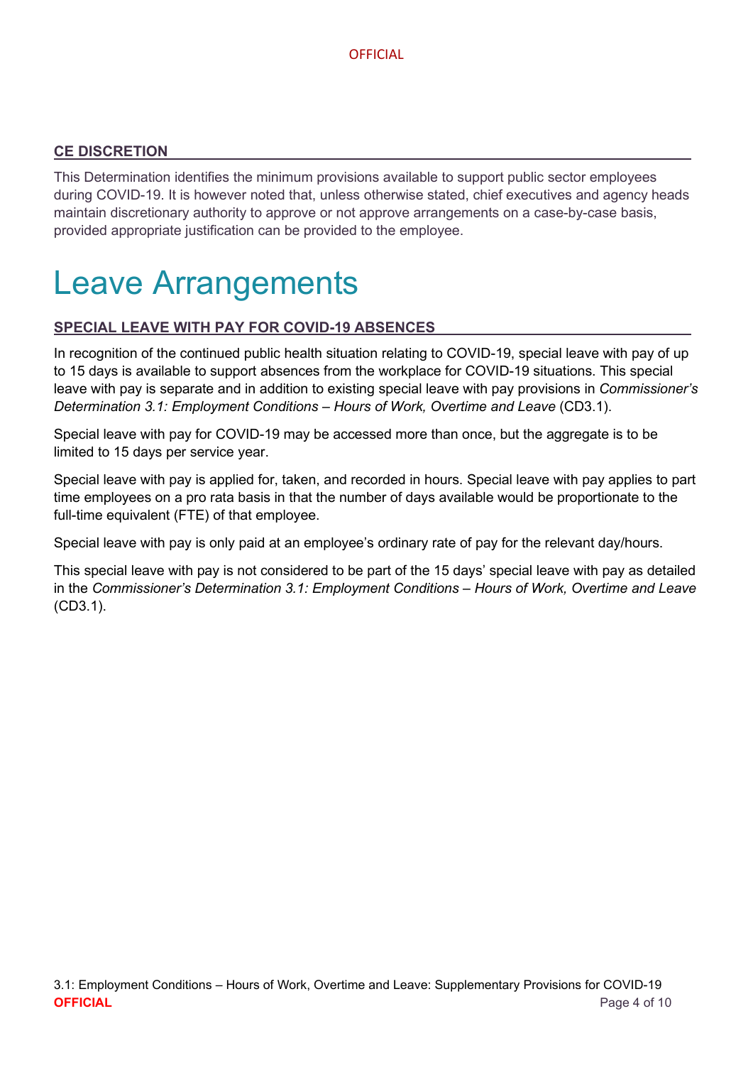### CE DISCRETION

This Determination identifies the minimum provisions available to support public sector employees during COVID-19. It is however noted that, unless otherwise stated, chief executives and agency heads maintain discretionary authority to approve or not approve arrangements on a case-by-case basis, provided appropriate justification can be provided to the employee.

# Leave Arrangements

### SPECIAL LEAVE WITH PAY FOR COVID-19 ABSENCES

In recognition of the continued public health situation relating to COVID-19, special leave with pay of up to 15 days is available to support absences from the workplace for COVID-19 situations. This special leave with pay is separate and in addition to existing special leave with pay provisions in *Commissioner's Determination 3.1: Employment Conditions – Hours of Work, Overtime and Leave* (CD3.1).

Special leave with pay for COVID-19 may be accessed more than once, but the aggregate is to be limited to 15 days per service year.

Special leave with pay is applied for, taken, and recorded in hours. Special leave with pay applies to part time employees on a pro rata basis in that the number of days available would be proportionate to the full-time equivalent (FTE) of that employee.

Special leave with pay is only paid at an employee's ordinary rate of pay for the relevant day/hours.

This special leave with pay is not considered to be part of the 15 days' special leave with pay as detailed in the *Commissioner's Determination 3.1: Employment Conditions – Hours of Work, Overtime and Leave* (CD3.1).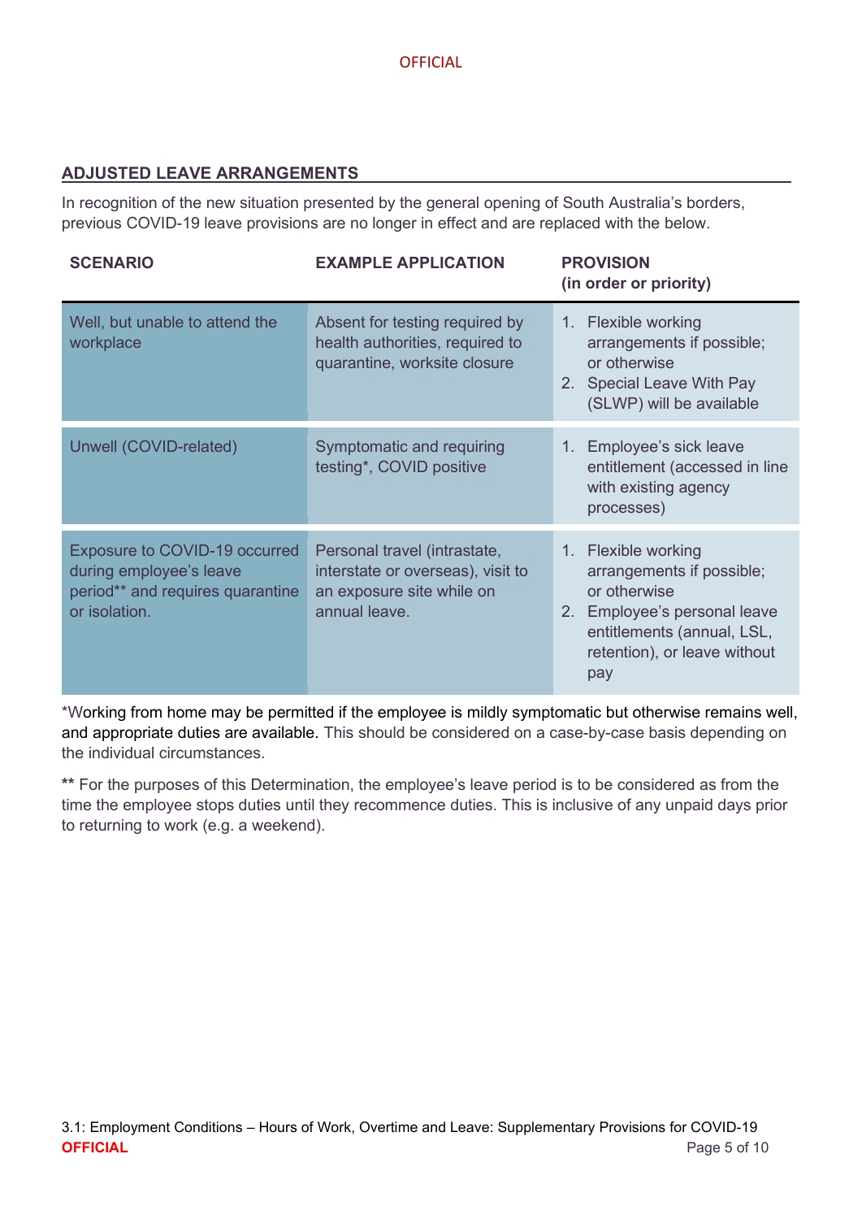## ADJUSTED LEAVE ARRANGEMENTS

In recognition of the new situation presented by the general opening of South Australia's borders, previous COVID-19 leave provisions are no longer in effect and are replaced with the below.

| SCENARIO | EXAMPLE APPLICATION | PROVISION (in order or priority) |
|---|---|---|
| Well, but unable to attend the workplace | Absent for testing required by health authorities, required to quarantine, worksite closure | 1. Flexible working arrangements if possible; or otherwise<br>2. Special Leave With Pay (SLWP) will be available |
| Unwell (COVID-related) | Symptomatic and requiring testing*, COVID positive | 1. Employee's sick leave entitlement (accessed in line with existing agency processes) |
| Exposure to COVID-19 occurred during employee's leave period** and requires quarantine or isolation. | Personal travel (intrastate, interstate or overseas), visit to an exposure site while on annual leave. | 1. Flexible working arrangements if possible; or otherwise<br>2. Employee's personal leave entitlements (annual, LSL, retention), or leave without pay |

*Working from home may be permitted if the employee is mildly symptomatic but otherwise remains well, and appropriate duties are available. This should be considered on a case-by-case basis depending on the individual circumstances.

** For the purposes of this Determination, the employee's leave period is to be considered as from the time the employee stops duties until they recommence duties. This is inclusive of any unpaid days prior to returning to work (e.g. a weekend).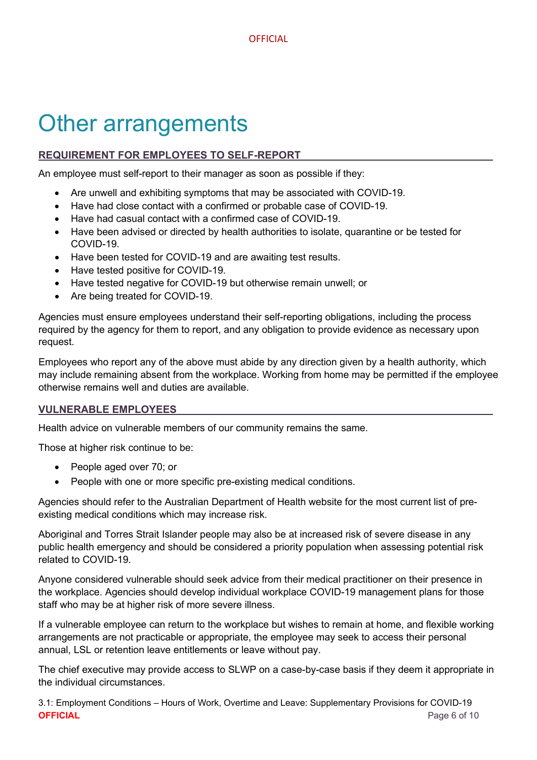# Other arrangements

## REQUIREMENT FOR EMPLOYEES TO SELF-REPORT

An employee must self-report to their manager as soon as possible if they:

- Are unwell and exhibiting symptoms that may be associated with COVID-19.
- Have had close contact with a confirmed or probable case of COVID-19.
- Have had casual contact with a confirmed case of COVID-19.
- Have been advised or directed by health authorities to isolate, quarantine or be tested for COVID-19.
- Have been tested for COVID-19 and are awaiting test results.
- Have tested positive for COVID-19.
- Have tested negative for COVID-19 but otherwise remain unwell; or
- Are being treated for COVID-19.

Agencies must ensure employees understand their self-reporting obligations, including the process required by the agency for them to report, and any obligation to provide evidence as necessary upon request.

Employees who report any of the above must abide by any direction given by a health authority, which may include remaining absent from the workplace. Working from home may be permitted if the employee otherwise remains well and duties are available.

## VULNERABLE EMPLOYEES

Health advice on vulnerable members of our community remains the same.

Those at higher risk continue to be:

- People aged over 70; or
- People with one or more specific pre-existing medical conditions.

Agencies should refer to the Australian Department of Health website for the most current list of pre-existing medical conditions which may increase risk.

Aboriginal and Torres Strait Islander people may also be at increased risk of severe disease in any public health emergency and should be considered a priority population when assessing potential risk related to COVID-19.

Anyone considered vulnerable should seek advice from their medical practitioner on their presence in the workplace. Agencies should develop individual workplace COVID-19 management plans for those staff who may be at higher risk of more severe illness.

If a vulnerable employee can return to the workplace but wishes to remain at home, and flexible working arrangements are not practicable or appropriate, the employee may seek to access their personal annual, LSL or retention leave entitlements or leave without pay.

The chief executive may provide access to SLWP on a case-by-case basis if they deem it appropriate in the individual circumstances.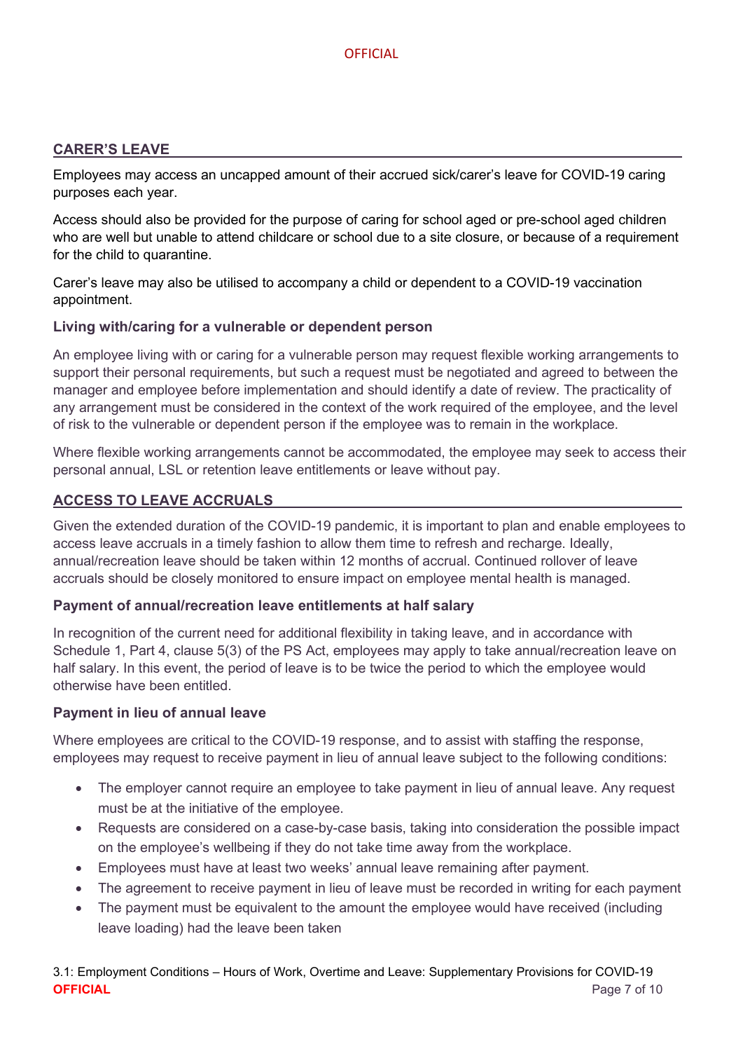## CARER'S LEAVE

Employees may access an uncapped amount of their accrued sick/carer's leave for COVID-19 caring purposes each year.

Access should also be provided for the purpose of caring for school aged or pre-school aged children who are well but unable to attend childcare or school due to a site closure, or because of a requirement for the child to quarantine.

Carer's leave may also be utilised to accompany a child or dependent to a COVID-19 vaccination appointment.

### Living with/caring for a vulnerable or dependent person

An employee living with or caring for a vulnerable person may request flexible working arrangements to support their personal requirements, but such a request must be negotiated and agreed to between the manager and employee before implementation and should identify a date of review. The practicality of any arrangement must be considered in the context of the work required of the employee, and the level of risk to the vulnerable or dependent person if the employee was to remain in the workplace.

Where flexible working arrangements cannot be accommodated, the employee may seek to access their personal annual, LSL or retention leave entitlements or leave without pay.

## ACCESS TO LEAVE ACCRUALS

Given the extended duration of the COVID-19 pandemic, it is important to plan and enable employees to access leave accruals in a timely fashion to allow them time to refresh and recharge. Ideally, annual/recreation leave should be taken within 12 months of accrual. Continued rollover of leave accruals should be closely monitored to ensure impact on employee mental health is managed.

### Payment of annual/recreation leave entitlements at half salary

In recognition of the current need for additional flexibility in taking leave, and in accordance with Schedule 1, Part 4, clause 5(3) of the PS Act, employees may apply to take annual/recreation leave on half salary. In this event, the period of leave is to be twice the period to which the employee would otherwise have been entitled.

### Payment in lieu of annual leave

Where employees are critical to the COVID-19 response, and to assist with staffing the response, employees may request to receive payment in lieu of annual leave subject to the following conditions:

- The employer cannot require an employee to take payment in lieu of annual leave. Any request must be at the initiative of the employee.
- Requests are considered on a case-by-case basis, taking into consideration the possible impact on the employee's wellbeing if they do not take time away from the workplace.
- Employees must have at least two weeks' annual leave remaining after payment.
- The agreement to receive payment in lieu of leave must be recorded in writing for each payment
- The payment must be equivalent to the amount the employee would have received (including leave loading) had the leave been taken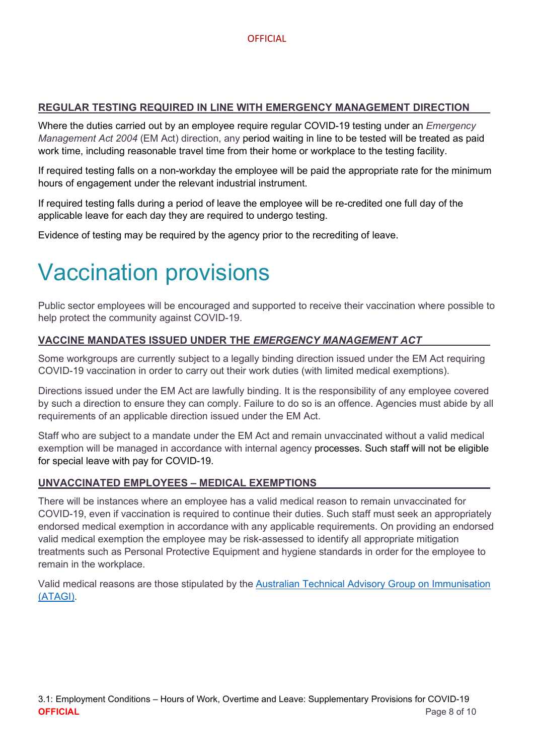### REGULAR TESTING REQUIRED IN LINE WITH EMERGENCY MANAGEMENT DIRECTION

Where the duties carried out by an employee require regular COVID-19 testing under an *Emergency Management Act 2004* (EM Act) direction, any period waiting in line to be tested will be treated as paid work time, including reasonable travel time from their home or workplace to the testing facility.

If required testing falls on a non-workday the employee will be paid the appropriate rate for the minimum hours of engagement under the relevant industrial instrument.

If required testing falls during a period of leave the employee will be re-credited one full day of the applicable leave for each day they are required to undergo testing.

Evidence of testing may be required by the agency prior to the recrediting of leave.

# Vaccination provisions

Public sector employees will be encouraged and supported to receive their vaccination where possible to help protect the community against COVID-19.

### VACCINE MANDATES ISSUED UNDER THE *EMERGENCY MANAGEMENT ACT*

Some workgroups are currently subject to a legally binding direction issued under the EM Act requiring COVID-19 vaccination in order to carry out their work duties (with limited medical exemptions).

Directions issued under the EM Act are lawfully binding. It is the responsibility of any employee covered by such a direction to ensure they can comply. Failure to do so is an offence. Agencies must abide by all requirements of an applicable direction issued under the EM Act.

Staff who are subject to a mandate under the EM Act and remain unvaccinated without a valid medical exemption will be managed in accordance with internal agency processes. Such staff will not be eligible for special leave with pay for COVID-19.

### UNVACCINATED EMPLOYEES – MEDICAL EXEMPTIONS

There will be instances where an employee has a valid medical reason to remain unvaccinated for COVID-19, even if vaccination is required to continue their duties. Such staff must seek an appropriately endorsed medical exemption in accordance with any applicable requirements. On providing an endorsed valid medical exemption the employee may be risk-assessed to identify all appropriate mitigation treatments such as Personal Protective Equipment and hygiene standards in order for the employee to remain in the workplace.

Valid medical reasons are those stipulated by the [Australian Technical Advisory Group on Immunisation (ATAGI)](#).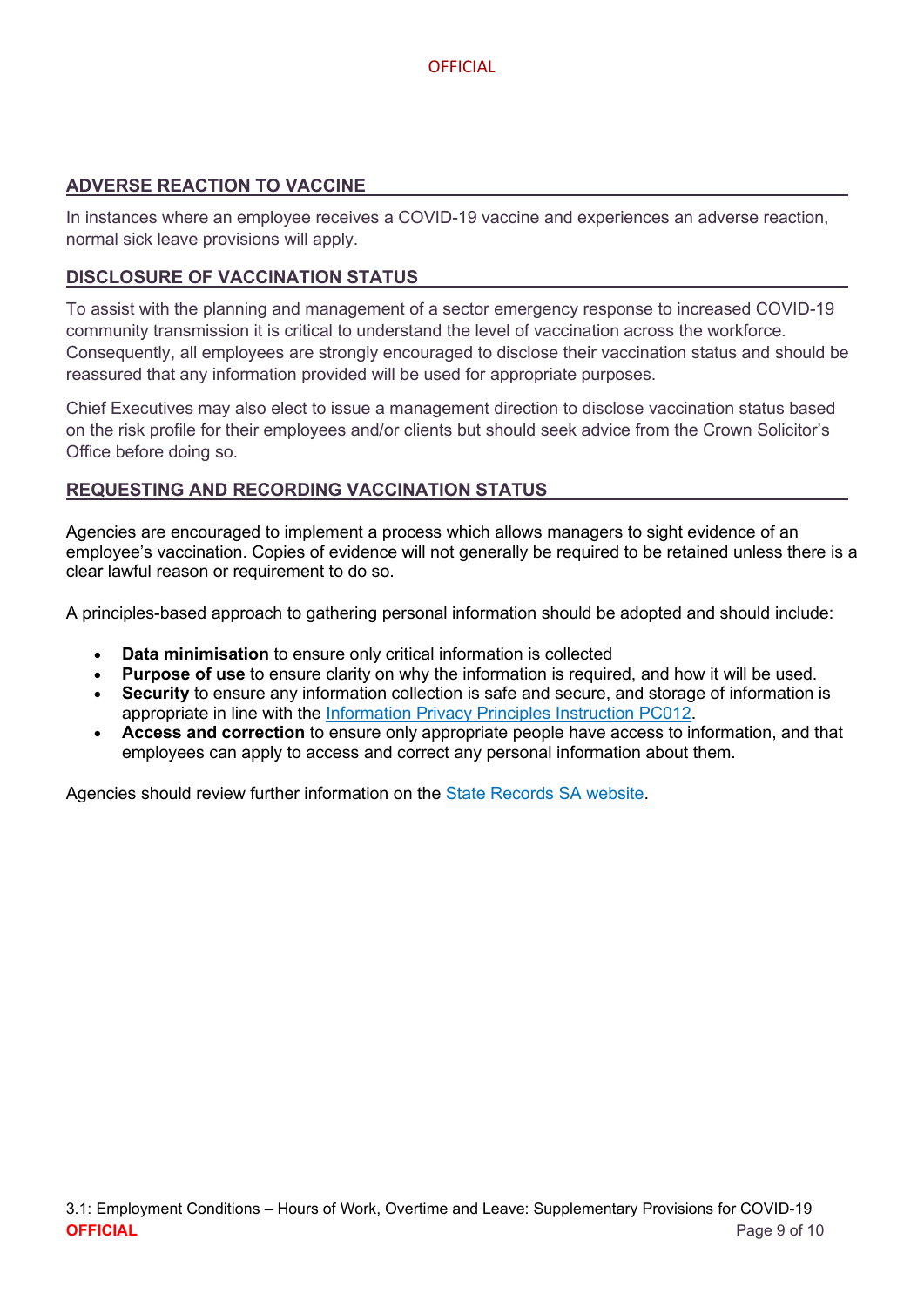## ADVERSE REACTION TO VACCINE

In instances where an employee receives a COVID-19 vaccine and experiences an adverse reaction, normal sick leave provisions will apply.

## DISCLOSURE OF VACCINATION STATUS

To assist with the planning and management of a sector emergency response to increased COVID-19 community transmission it is critical to understand the level of vaccination across the workforce. Consequently, all employees are strongly encouraged to disclose their vaccination status and should be reassured that any information provided will be used for appropriate purposes.

Chief Executives may also elect to issue a management direction to disclose vaccination status based on the risk profile for their employees and/or clients but should seek advice from the Crown Solicitor's Office before doing so.

## REQUESTING AND RECORDING VACCINATION STATUS

Agencies are encouraged to implement a process which allows managers to sight evidence of an employee's vaccination. Copies of evidence will not generally be required to be retained unless there is a clear lawful reason or requirement to do so.

A principles-based approach to gathering personal information should be adopted and should include:

- **Data minimisation** to ensure only critical information is collected
- **Purpose of use** to ensure clarity on why the information is required, and how it will be used.
- **Security** to ensure any information collection is safe and secure, and storage of information is appropriate in line with the Information Privacy Principles Instruction PC012.
- **Access and correction** to ensure only appropriate people have access to information, and that employees can apply to access and correct any personal information about them.

Agencies should review further information on the State Records SA website.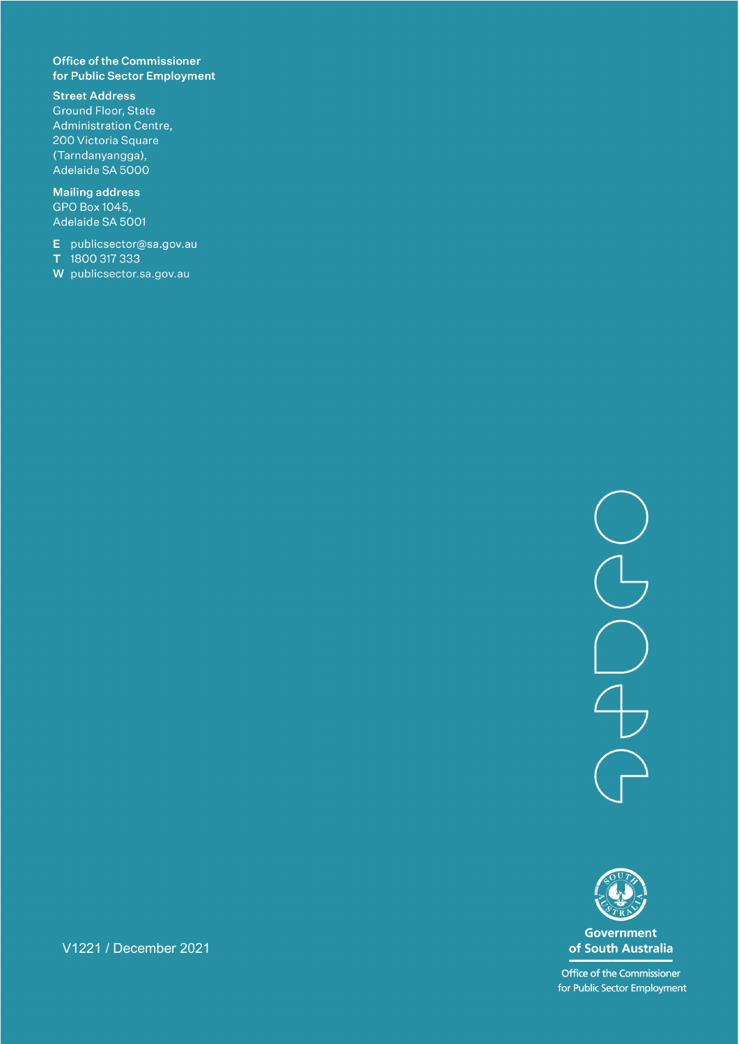**Office of the Commissioner for Public Sector Employment**

**Street Address**
Ground Floor, State Administration Centre,
200 Victoria Square (Tarndanyangga),
Adelaide SA 5000

**Mailing address**
GPO Box 1045,
Adelaide SA 5001

**E** publicsector@sa.gov.au
**T** 1800 317 333
**W** publicsector.sa.gov.au

V1221 / December 2021

**Government of South Australia**

Office of the Commissioner for Public Sector Employment